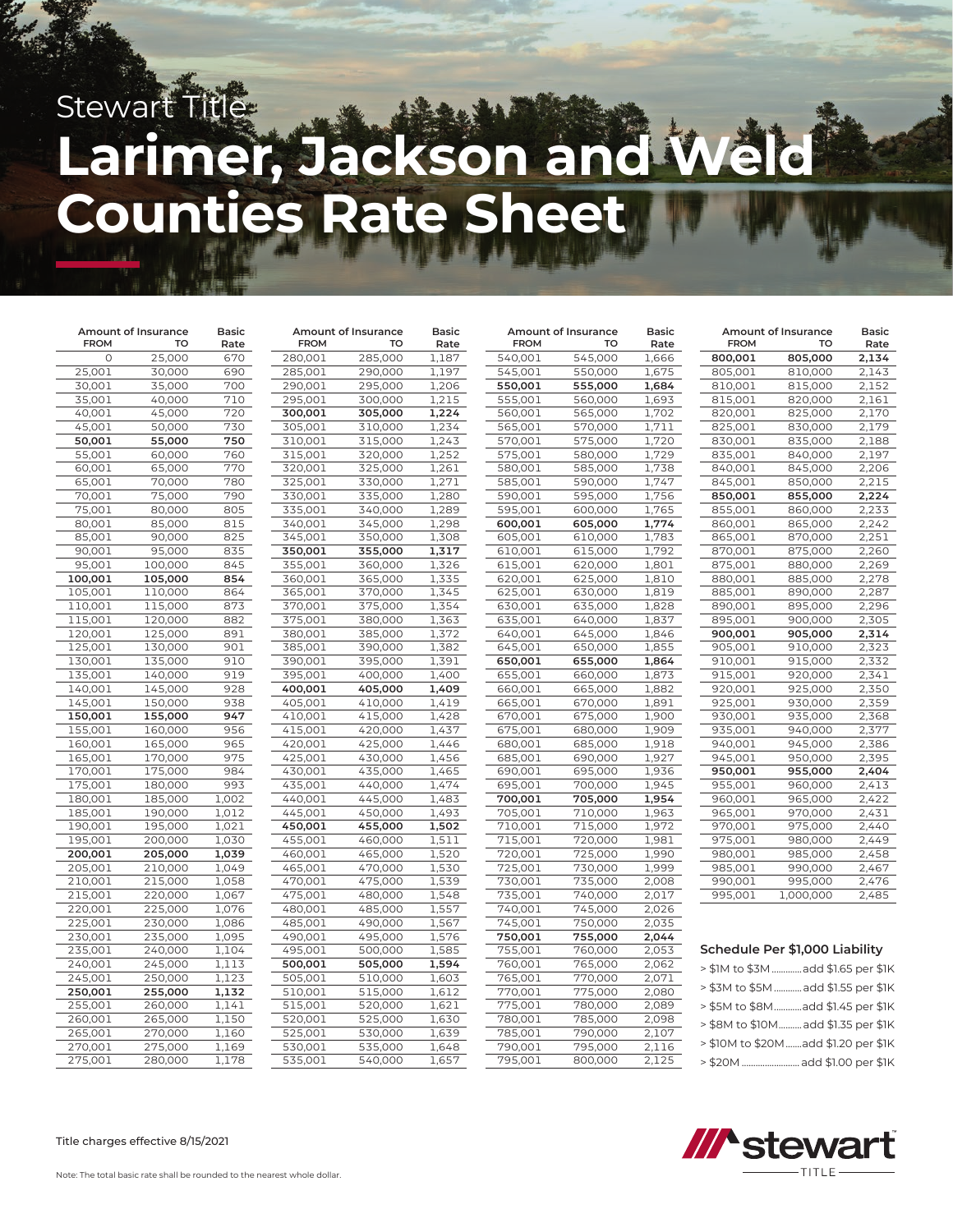Stewart Title

# Larimer, Jackson and Weld Counties Rate Sheet

| Amount of Insurance FROM | TO | Basic Rate |
|---|---|---|
| 0 | 25,000 | 670 |
| 25,001 | 30,000 | 690 |
| 30,001 | 35,000 | 700 |
| 35,001 | 40,000 | 710 |
| 40,001 | 45,000 | 720 |
| 45,001 | 50,000 | 730 |
| **50,001** | **55,000** | **750** |
| 55,001 | 60,000 | 760 |
| 60,001 | 65,000 | 770 |
| 65,001 | 70,000 | 780 |
| 70,001 | 75,000 | 790 |
| 75,001 | 80,000 | 805 |
| 80,001 | 85,000 | 815 |
| 85,001 | 90,000 | 825 |
| 90,001 | 95,000 | 835 |
| 95,001 | 100,000 | 845 |
| **100,001** | **105,000** | **854** |
| 105,001 | 110,000 | 864 |
| 110,001 | 115,000 | 873 |
| 115,001 | 120,000 | 882 |
| 120,001 | 125,000 | 891 |
| 125,001 | 130,000 | 901 |
| 130,001 | 135,000 | 910 |
| 135,001 | 140,000 | 919 |
| 140,001 | 145,000 | 928 |
| 145,001 | 150,000 | 938 |
| **150,001** | **155,000** | **947** |
| 155,001 | 160,000 | 956 |
| 160,001 | 165,000 | 965 |
| 165,001 | 170,000 | 975 |
| 170,001 | 175,000 | 984 |
| 175,001 | 180,000 | 993 |
| 180,001 | 185,000 | 1,002 |
| 185,001 | 190,000 | 1,012 |
| 190,001 | 195,000 | 1,021 |
| 195,001 | 200,000 | 1,030 |
| **200,001** | **205,000** | **1,039** |
| 205,001 | 210,000 | 1,049 |
| 210,001 | 215,000 | 1,058 |
| 215,001 | 220,000 | 1,067 |
| 220,001 | 225,000 | 1,076 |
| 225,001 | 230,000 | 1,086 |
| 230,001 | 235,000 | 1,095 |
| 235,001 | 240,000 | 1,104 |
| 240,001 | 245,000 | 1,113 |
| 245,001 | 250,000 | 1,123 |
| **250,001** | **255,000** | **1,132** |
| 255,001 | 260,000 | 1,141 |
| 260,001 | 265,000 | 1,150 |
| 265,001 | 270,000 | 1,160 |
| 270,001 | 275,000 | 1,169 |
| 275,001 | 280,000 | 1,178 |
| 280,001 | 285,000 | 1,187 |
| 285,001 | 290,000 | 1,197 |
| 290,001 | 295,000 | 1,206 |
| 295,001 | 300,000 | 1,215 |
| **300,001** | **305,000** | **1,224** |
| 305,001 | 310,000 | 1,234 |
| 310,001 | 315,000 | 1,243 |
| 315,001 | 320,000 | 1,252 |
| 320,001 | 325,000 | 1,261 |
| 325,001 | 330,000 | 1,271 |
| 330,001 | 335,000 | 1,280 |
| 335,001 | 340,000 | 1,289 |
| 340,001 | 345,000 | 1,298 |
| 345,001 | 350,000 | 1,308 |
| **350,001** | **355,000** | **1,317** |
| 355,001 | 360,000 | 1,326 |
| 360,001 | 365,000 | 1,335 |
| 365,001 | 370,000 | 1,345 |
| 370,001 | 375,000 | 1,354 |
| 375,001 | 380,000 | 1,363 |
| 380,001 | 385,000 | 1,372 |
| 385,001 | 390,000 | 1,382 |
| 390,001 | 395,000 | 1,391 |
| 395,001 | 400,000 | 1,400 |
| **400,001** | **405,000** | **1,409** |
| 405,001 | 410,000 | 1,419 |
| 410,001 | 415,000 | 1,428 |
| 415,001 | 420,000 | 1,437 |
| 420,001 | 425,000 | 1,446 |
| 425,001 | 430,000 | 1,456 |
| 430,001 | 435,000 | 1,465 |
| 435,001 | 440,000 | 1,474 |
| 440,001 | 445,000 | 1,483 |
| 445,001 | 450,000 | 1,493 |
| **450,001** | **455,000** | **1,502** |
| 455,001 | 460,000 | 1,511 |
| 460,001 | 465,000 | 1,520 |
| 465,001 | 470,000 | 1,530 |
| 470,001 | 475,000 | 1,539 |
| 475,001 | 480,000 | 1,548 |
| 480,001 | 485,000 | 1,557 |
| 485,001 | 490,000 | 1,567 |
| 490,001 | 495,000 | 1,576 |
| 495,001 | 500,000 | 1,585 |
| **500,001** | **505,000** | **1,594** |
| 505,001 | 510,000 | 1,603 |
| 510,001 | 515,000 | 1,612 |
| 515,001 | 520,000 | 1,621 |
| 520,001 | 525,000 | 1,630 |
| 525,001 | 530,000 | 1,639 |
| 530,001 | 535,000 | 1,648 |
| 535,001 | 540,000 | 1,657 |
| 540,001 | 545,000 | 1,666 |
| 545,001 | 550,000 | 1,675 |
| **550,001** | **555,000** | **1,684** |
| 555,001 | 560,000 | 1,693 |
| 560,001 | 565,000 | 1,702 |
| 565,001 | 570,000 | 1,711 |
| 570,001 | 575,000 | 1,720 |
| 575,001 | 580,000 | 1,729 |
| 580,001 | 585,000 | 1,738 |
| 585,001 | 590,000 | 1,747 |
| 590,001 | 595,000 | 1,756 |
| 595,001 | 600,000 | 1,765 |
| **600,001** | **605,000** | **1,774** |
| 605,001 | 610,000 | 1,783 |
| 610,001 | 615,000 | 1,792 |
| 615,001 | 620,000 | 1,801 |
| 620,001 | 625,000 | 1,810 |
| 625,001 | 630,000 | 1,819 |
| 630,001 | 635,000 | 1,828 |
| 635,001 | 640,000 | 1,837 |
| 640,001 | 645,000 | 1,846 |
| 645,001 | 650,000 | 1,855 |
| **650,001** | **655,000** | **1,864** |
| 655,001 | 660,000 | 1,873 |
| 660,001 | 665,000 | 1,882 |
| 665,001 | 670,000 | 1,891 |
| 670,001 | 675,000 | 1,900 |
| 675,001 | 680,000 | 1,909 |
| 680,001 | 685,000 | 1,918 |
| 685,001 | 690,000 | 1,927 |
| 690,001 | 695,000 | 1,936 |
| 695,001 | 700,000 | 1,945 |
| **700,001** | **705,000** | **1,954** |
| 705,001 | 710,000 | 1,963 |
| 710,001 | 715,000 | 1,972 |
| 715,001 | 720,000 | 1,981 |
| 720,001 | 725,000 | 1,990 |
| 725,001 | 730,000 | 1,999 |
| 730,001 | 735,000 | 2,008 |
| 735,001 | 740,000 | 2,017 |
| 740,001 | 745,000 | 2,026 |
| 745,001 | 750,000 | 2,035 |
| **750,001** | **755,000** | **2,044** |
| 755,001 | 760,000 | 2,053 |
| 760,001 | 765,000 | 2,062 |
| 765,001 | 770,000 | 2,071 |
| 770,001 | 775,000 | 2,080 |
| 775,001 | 780,000 | 2,089 |
| 780,001 | 785,000 | 2,098 |
| 785,001 | 790,000 | 2,107 |
| 790,001 | 795,000 | 2,116 |
| 795,001 | 800,000 | 2,125 |
| **800,001** | **805,000** | **2,134** |
| 805,001 | 810,000 | 2,143 |
| 810,001 | 815,000 | 2,152 |
| 815,001 | 820,000 | 2,161 |
| 820,001 | 825,000 | 2,170 |
| 825,001 | 830,000 | 2,179 |
| 830,001 | 835,000 | 2,188 |
| 835,001 | 840,000 | 2,197 |
| 840,001 | 845,000 | 2,206 |
| 845,001 | 850,000 | 2,215 |
| **850,001** | **855,000** | **2,224** |
| 855,001 | 860,000 | 2,233 |
| 860,001 | 865,000 | 2,242 |
| 865,001 | 870,000 | 2,251 |
| 870,001 | 875,000 | 2,260 |
| 875,001 | 880,000 | 2,269 |
| 880,001 | 885,000 | 2,278 |
| 885,001 | 890,000 | 2,287 |
| 890,001 | 895,000 | 2,296 |
| 895,001 | 900,000 | 2,305 |
| **900,001** | **905,000** | **2,314** |
| 905,001 | 910,000 | 2,323 |
| 910,001 | 915,000 | 2,332 |
| 915,001 | 920,000 | 2,341 |
| 920,001 | 925,000 | 2,350 |
| 925,001 | 930,000 | 2,359 |
| 930,001 | 935,000 | 2,368 |
| 935,001 | 940,000 | 2,377 |
| 940,001 | 945,000 | 2,386 |
| 945,001 | 950,000 | 2,395 |
| **950,001** | **955,000** | **2,404** |
| 955,001 | 960,000 | 2,413 |
| 960,001 | 965,000 | 2,422 |
| 965,001 | 970,000 | 2,431 |
| 970,001 | 975,000 | 2,440 |
| 975,001 | 980,000 | 2,449 |
| 980,001 | 985,000 | 2,458 |
| 985,001 | 990,000 | 2,467 |
| 990,001 | 995,000 | 2,476 |
| 995,001 | 1,000,000 | 2,485 |

### Schedule Per $1,000 Liability

- > $1M to $3M ............ add $1.65 per $1K
- > $3M to $5M ............ add $1.55 per $1K
- > $5M to $8M ............ add $1.45 per $1K
- > $8M to $10M .......... add $1.35 per $1K
- > $10M to $20M ....... add $1.20 per $1K
- > $20M ........................ add $1.00 per $1K

Title charges effective 8/15/2021

Note: The total basic rate shall be rounded to the nearest whole dollar.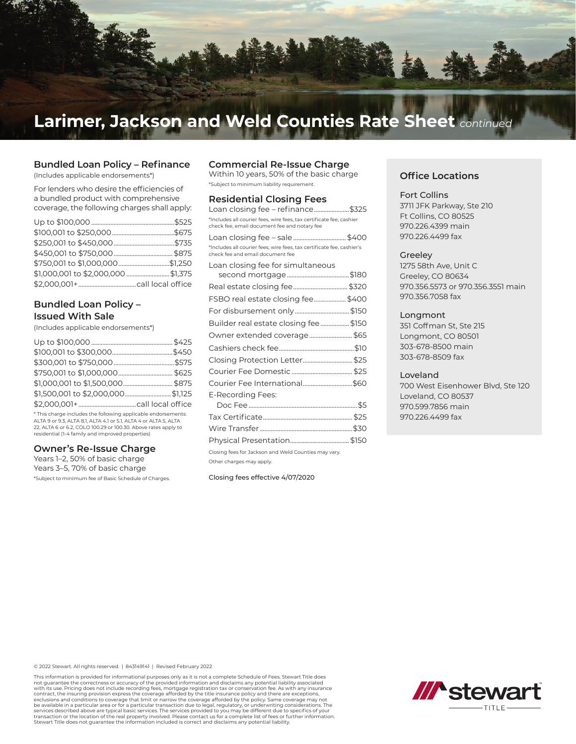# Larimer, Jackson and Weld Counties Rate Sheet *continued*

## Bundled Loan Policy – Refinance

(Includes applicable endorsements*)

For lenders who desire the efficiencies of a bundled product with comprehensive coverage, the following charges shall apply:

| | |
|---|---|
| Up to $100,000 | $525 |
| $100,001 to $250,000 | $675 |
| $250,001 to $450,000 | $735 |
| $450,001 to $750,000 | $875 |
| $750,001 to $1,000,000 | $1,250 |
| $1,000,001 to $2,000,000 | $1,375 |
| $2,000,001+ | call local office |

## Bundled Loan Policy – Issued With Sale

(Includes applicable endorsements*)

| | |
|---|---|
| Up to $100,000 | $425 |
| $100,001 to $300,000 | $450 |
| $300,001 to $750,000 | $575 |
| $750,001 to $1,000,000 | $625 |
| $1,000,001 to $1,500,000 | $875 |
| $1,500,001 to $2,000,000 | $1,125 |
| $2,000,001+ | call local office |

* This charge includes the following applicable endorsements: ALTA 9 or 9.3, ALTA 8.1, ALTA 4.1 or 5.1, ALTA 4 or ALTA 5, ALTA 22, ALTA 6 or 6.2, COLO 100.29 or 100.30. Above rates apply to residential (1-4 family and improved properties)

## Owner's Re-Issue Charge

Years 1–2, 50% of basic charge
Years 3–5, 70% of basic charge

*Subject to minimum fee of Basic Schedule of Charges.

## Commercial Re-Issue Charge

Within 10 years, 50% of the basic charge

*Subject to minimum liability requirement.

## Residential Closing Fees

| | |
|---|---|
| Loan closing fee – refinance | $325 |
| *Includes all courier fees, wire fees, tax certificate fee, cashier check fee, email document fee and notary fee | |
| Loan closing fee – sale | $400 |
| *Includes all courier fees, wire fees, tax certificate fee, cashier's check fee and email document fee | |
| Loan closing fee for simultaneous second mortgage | $180 |
| Real estate closing fee | $320 |
| FSBO real estate closing fee | $400 |
| For disbursement only | $150 |
| Builder real estate closing fee | $150 |
| Owner extended coverage | $65 |
| Cashiers check fee | $10 |
| Closing Protection Letter | $25 |
| Courier Fee Domestic | $25 |
| Courier Fee International | $60 |
| E-Recording Fees: Doc Fee | $5 |
| Tax Certificate | $25 |
| Wire Transfer | $30 |
| Physical Presentation | $150 |

Closing fees for Jackson and Weld Counties may vary.

Other charges may apply.

Closing fees effective 4/07/2020

## Office Locations

**Fort Collins**
3711 JFK Parkway, Ste 210
Ft Collins, CO 80525
970.226.4399 main
970.226.4499 fax

**Greeley**
1275 58th Ave, Unit C
Greeley, CO 80634
970.356.5573 or 970.356.3551 main
970.356.7058 fax

**Longmont**
351 Coffman St, Ste 215
Longmont, CO 80501
303-678-8500 main
303-678-8509 fax

**Loveland**
700 West Eisenhower Blvd, Ste 120
Loveland, CO 80537
970.599.7856 main
970.226.4499 fax

© 2022 Stewart. All rights reserved. | 843149141 | Revised February 2022

This information is provided for informational purposes only as it is not a complete Schedule of Fees. Stewart Title does not guarantee the correctness or accuracy of the provided information and disclaims any potential liability associated with its use. Pricing does not include recording fees, mortgage registration tax or conservation fee. As with any insurance contract, the insuring provision express the coverage afforded by the title insurance policy and there are exceptions, exclusions and conditions to coverage that limit or narrow the coverage afforded by the policy. Same coverage may not be available in a particular area or for a particular transaction due to legal, regulatory, or underwriting considerations. The services described above are typical basic services. The services provided to you may be different due to specifics of your transaction or the location of the real property involved. Please contact us for a complete list of fees or further information. Stewart Title does not guarantee the information included is correct and disclaims any potential liability.

stewart TITLE